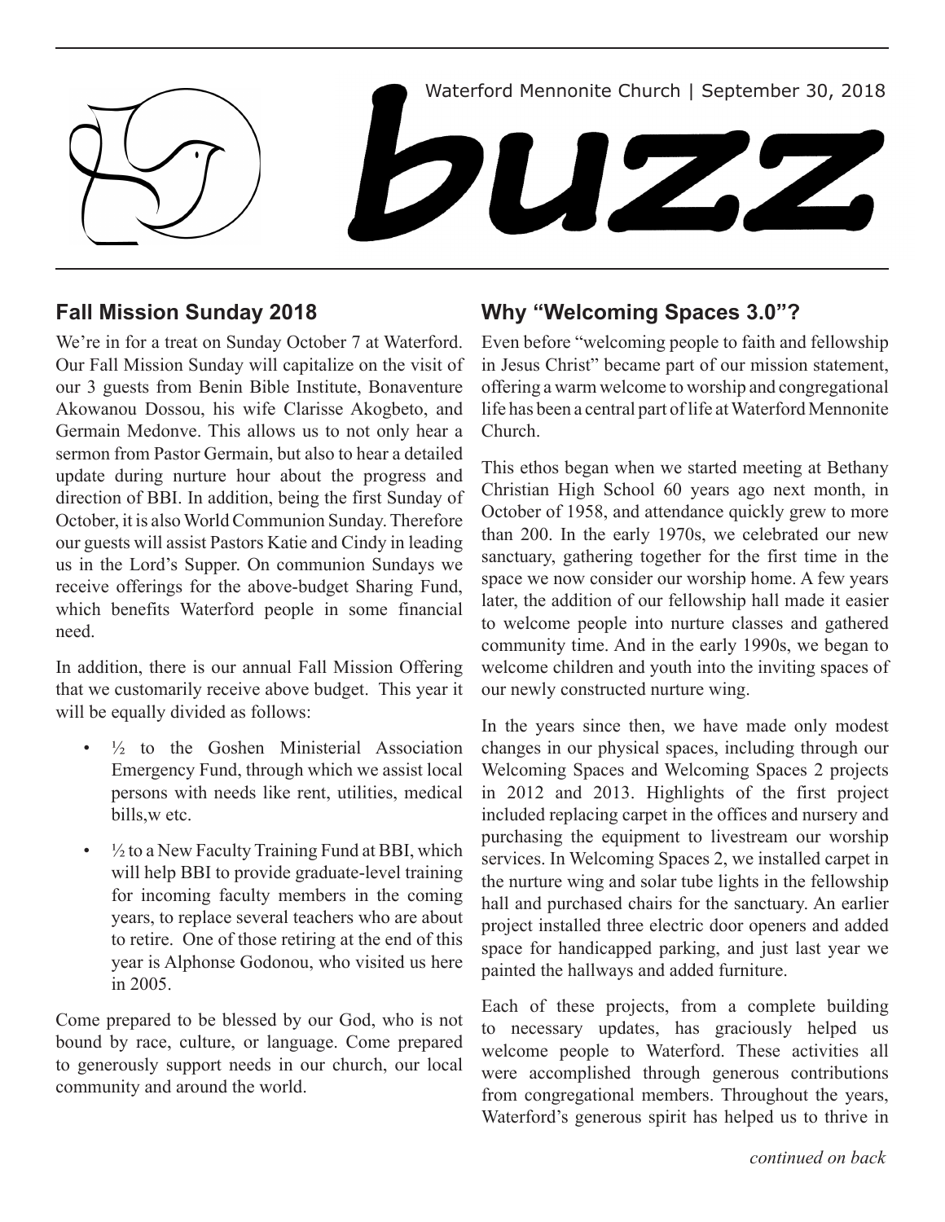Waterford Mennonite Church | September 30, 2018

# buzz

## Fall Mission Sunday 2018

We're in for a treat on Sunday October 7 at Waterford. Our Fall Mission Sunday will capitalize on the visit of our 3 guests from Benin Bible Institute, Bonaventure Akowanou Dossou, his wife Clarisse Akogbeto, and Germain Medonve. This allows us to not only hear a sermon from Pastor Germain, but also to hear a detailed update during nurture hour about the progress and direction of BBI. In addition, being the first Sunday of October, it is also World Communion Sunday. Therefore our guests will assist Pastors Katie and Cindy in leading us in the Lord's Supper. On communion Sundays we receive offerings for the above-budget Sharing Fund, which benefits Waterford people in some financial need.

In addition, there is our annual Fall Mission Offering that we customarily receive above budget. This year it will be equally divided as follows:

- ½ to the Goshen Ministerial Association Emergency Fund, through which we assist local persons with needs like rent, utilities, medical bills,w etc.
- ½ to a New Faculty Training Fund at BBI, which will help BBI to provide graduate-level training for incoming faculty members in the coming years, to replace several teachers who are about to retire. One of those retiring at the end of this year is Alphonse Godonou, who visited us here in 2005.

Come prepared to be blessed by our God, who is not bound by race, culture, or language. Come prepared to generously support needs in our church, our local community and around the world.

## Why "Welcoming Spaces 3.0"?

Even before "welcoming people to faith and fellowship in Jesus Christ" became part of our mission statement, offering a warm welcome to worship and congregational life has been a central part of life at Waterford Mennonite Church.

This ethos began when we started meeting at Bethany Christian High School 60 years ago next month, in October of 1958, and attendance quickly grew to more than 200. In the early 1970s, we celebrated our new sanctuary, gathering together for the first time in the space we now consider our worship home. A few years later, the addition of our fellowship hall made it easier to welcome people into nurture classes and gathered community time. And in the early 1990s, we began to welcome children and youth into the inviting spaces of our newly constructed nurture wing.

In the years since then, we have made only modest changes in our physical spaces, including through our Welcoming Spaces and Welcoming Spaces 2 projects in 2012 and 2013. Highlights of the first project included replacing carpet in the offices and nursery and purchasing the equipment to livestream our worship services. In Welcoming Spaces 2, we installed carpet in the nurture wing and solar tube lights in the fellowship hall and purchased chairs for the sanctuary. An earlier project installed three electric door openers and added space for handicapped parking, and just last year we painted the hallways and added furniture.

Each of these projects, from a complete building to necessary updates, has graciously helped us welcome people to Waterford. These activities all were accomplished through generous contributions from congregational members. Throughout the years, Waterford's generous spirit has helped us to thrive in

*continued on back*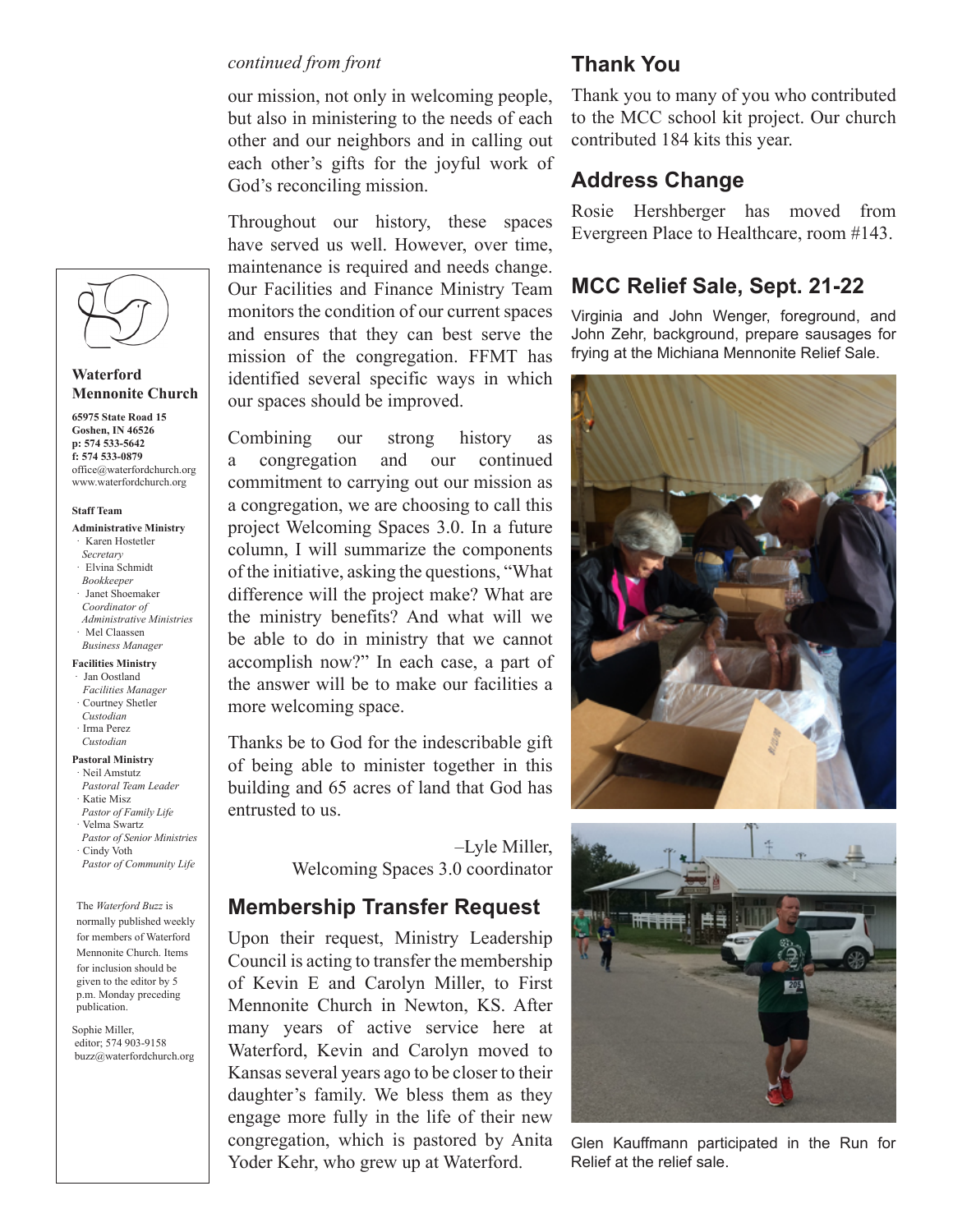*continued from front*

our mission, not only in welcoming people, but also in ministering to the needs of each other and our neighbors and in calling out each other's gifts for the joyful work of God's reconciling mission.

Throughout our history, these spaces have served us well. However, over time, maintenance is required and needs change. Our Facilities and Finance Ministry Team monitors the condition of our current spaces and ensures that they can best serve the mission of the congregation. FFMT has identified several specific ways in which our spaces should be improved.

Combining our strong history as a congregation and our continued commitment to carrying out our mission as a congregation, we are choosing to call this project Welcoming Spaces 3.0. In a future column, I will summarize the components of the initiative, asking the questions, "What difference will the project make? What are the ministry benefits? And what will we be able to do in ministry that we cannot accomplish now?" In each case, a part of the answer will be to make our facilities a more welcoming space.

Thanks be to God for the indescribable gift of being able to minister together in this building and 65 acres of land that God has entrusted to us.

–Lyle Miller,
Welcoming Spaces 3.0 coordinator

## Membership Transfer Request

Upon their request, Ministry Leadership Council is acting to transfer the membership of Kevin E and Carolyn Miller, to First Mennonite Church in Newton, KS. After many years of active service here at Waterford, Kevin and Carolyn moved to Kansas several years ago to be closer to their daughter's family. We bless them as they engage more fully in the life of their new congregation, which is pastored by Anita Yoder Kehr, who grew up at Waterford.

**Waterford Mennonite Church**

**65975 State Road 15**
**Goshen, IN 46526**
**p: 574 533-5642**
**f: 574 533-0879**
office@waterfordchurch.org
www.waterfordchurch.org

**Staff Team**

**Administrative Ministry**
- Karen Hostetler, *Secretary*
- Elvina Schmidt, *Bookkeeper*
- Janet Shoemaker, *Coordinator of Administrative Ministries*
- Mel Claassen, *Business Manager*

**Facilities Ministry**
- Jan Oostland, *Facilities Manager*
- Courtney Shetler, *Custodian*
- Irma Perez, *Custodian*

**Pastoral Ministry**
- Neil Amstutz, *Pastoral Team Leader*
- Katie Misz, *Pastor of Family Life*
- Velma Swartz, *Pastor of Senior Ministries*
- Cindy Voth, *Pastor of Community Life*

The *Waterford Buzz* is normally published weekly for members of Waterford Mennonite Church. Items for inclusion should be given to the editor by 5 p.m. Monday preceding publication.

Sophie Miller, editor; 574 903-9158
buzz@waterfordchurch.org

## Thank You

Thank you to many of you who contributed to the MCC school kit project. Our church contributed 184 kits this year.

## Address Change

Rosie Hershberger has moved from Evergreen Place to Healthcare, room #143.

## MCC Relief Sale, Sept. 21-22

Virginia and John Wenger, foreground, and John Zehr, background, prepare sausages for frying at the Michiana Mennonite Relief Sale.

Glen Kauffmann participated in the Run for Relief at the relief sale.